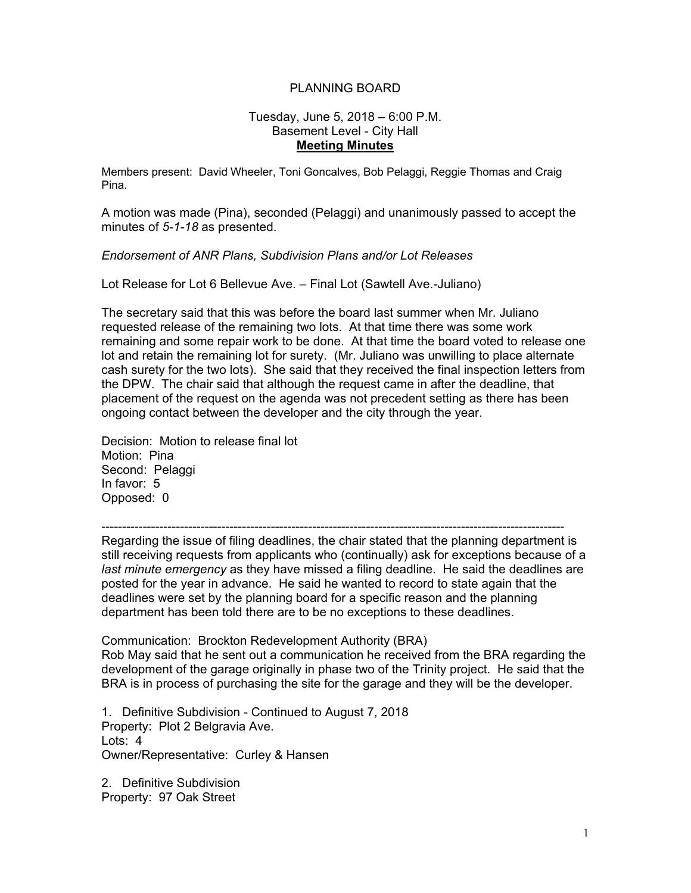# PLANNING BOARD

Tuesday, June 5, 2018 – 6:00 P.M.
Basement Level - City Hall
**Meeting Minutes**

Members present: David Wheeler, Toni Goncalves, Bob Pelaggi, Reggie Thomas and Craig Pina.

A motion was made (Pina), seconded (Pelaggi) and unanimously passed to accept the minutes of *5-1-18* as presented.

*Endorsement of ANR Plans, Subdivision Plans and/or Lot Releases*

Lot Release for Lot 6 Bellevue Ave. – Final Lot (Sawtell Ave.-Juliano)

The secretary said that this was before the board last summer when Mr. Juliano requested release of the remaining two lots. At that time there was some work remaining and some repair work to be done. At that time the board voted to release one lot and retain the remaining lot for surety. (Mr. Juliano was unwilling to place alternate cash surety for the two lots). She said that they received the final inspection letters from the DPW. The chair said that although the request came in after the deadline, that placement of the request on the agenda was not precedent setting as there has been ongoing contact between the developer and the city through the year.

Decision: Motion to release final lot
Motion: Pina
Second: Pelaggi
In favor: 5
Opposed: 0

---

Regarding the issue of filing deadlines, the chair stated that the planning department is still receiving requests from applicants who (continually) ask for exceptions because of a *last minute emergency* as they have missed a filing deadline. He said the deadlines are posted for the year in advance. He said he wanted to record to state again that the deadlines were set by the planning board for a specific reason and the planning department has been told there are to be no exceptions to these deadlines.

Communication: Brockton Redevelopment Authority (BRA)
Rob May said that he sent out a communication he received from the BRA regarding the development of the garage originally in phase two of the Trinity project. He said that the BRA is in process of purchasing the site for the garage and they will be the developer.

1. Definitive Subdivision - Continued to August 7, 2018
Property: Plot 2 Belgravia Ave.
Lots: 4
Owner/Representative: Curley & Hansen

2. Definitive Subdivision
Property: 97 Oak Street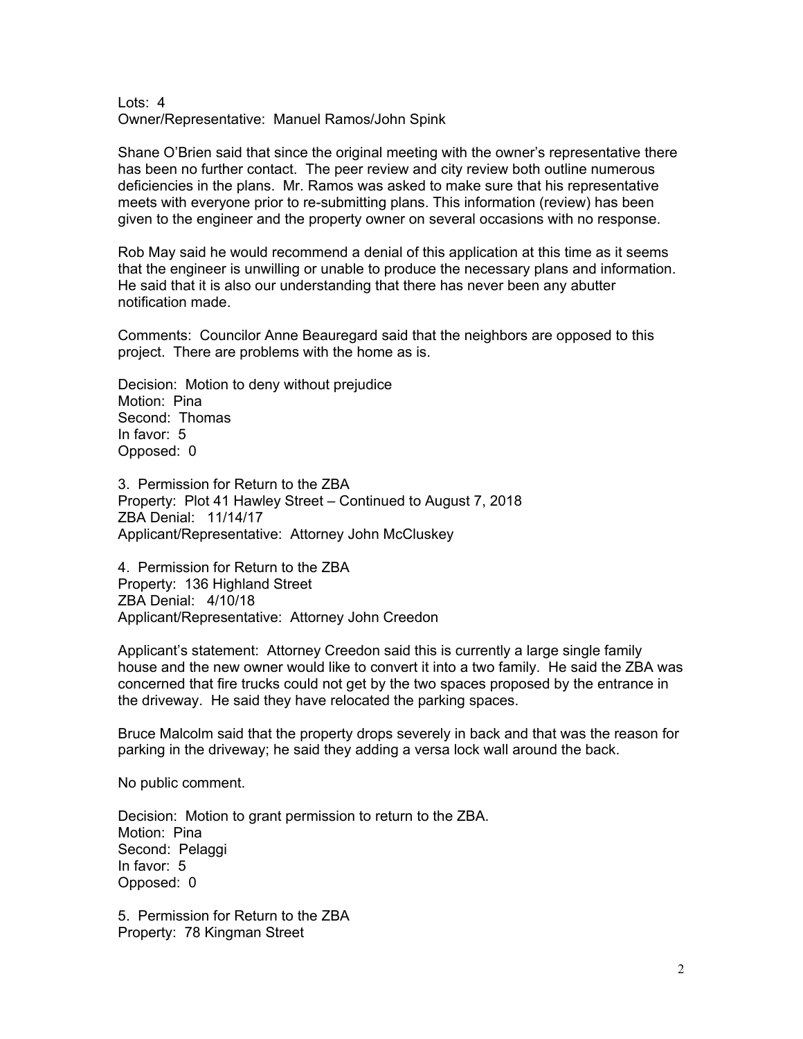Lots: 4
Owner/Representative: Manuel Ramos/John Spink

Shane O'Brien said that since the original meeting with the owner's representative there has been no further contact. The peer review and city review both outline numerous deficiencies in the plans. Mr. Ramos was asked to make sure that his representative meets with everyone prior to re-submitting plans. This information (review) has been given to the engineer and the property owner on several occasions with no response.

Rob May said he would recommend a denial of this application at this time as it seems that the engineer is unwilling or unable to produce the necessary plans and information. He said that it is also our understanding that there has never been any abutter notification made.

Comments: Councilor Anne Beauregard said that the neighbors are opposed to this project. There are problems with the home as is.

Decision: Motion to deny without prejudice
Motion: Pina
Second: Thomas
In favor: 5
Opposed: 0

3. Permission for Return to the ZBA
Property: Plot 41 Hawley Street – Continued to August 7, 2018
ZBA Denial: 11/14/17
Applicant/Representative: Attorney John McCluskey

4. Permission for Return to the ZBA
Property: 136 Highland Street
ZBA Denial: 4/10/18
Applicant/Representative: Attorney John Creedon

Applicant's statement: Attorney Creedon said this is currently a large single family house and the new owner would like to convert it into a two family. He said the ZBA was concerned that fire trucks could not get by the two spaces proposed by the entrance in the driveway. He said they have relocated the parking spaces.

Bruce Malcolm said that the property drops severely in back and that was the reason for parking in the driveway; he said they adding a versa lock wall around the back.

No public comment.

Decision: Motion to grant permission to return to the ZBA.
Motion: Pina
Second: Pelaggi
In favor: 5
Opposed: 0

5. Permission for Return to the ZBA
Property: 78 Kingman Street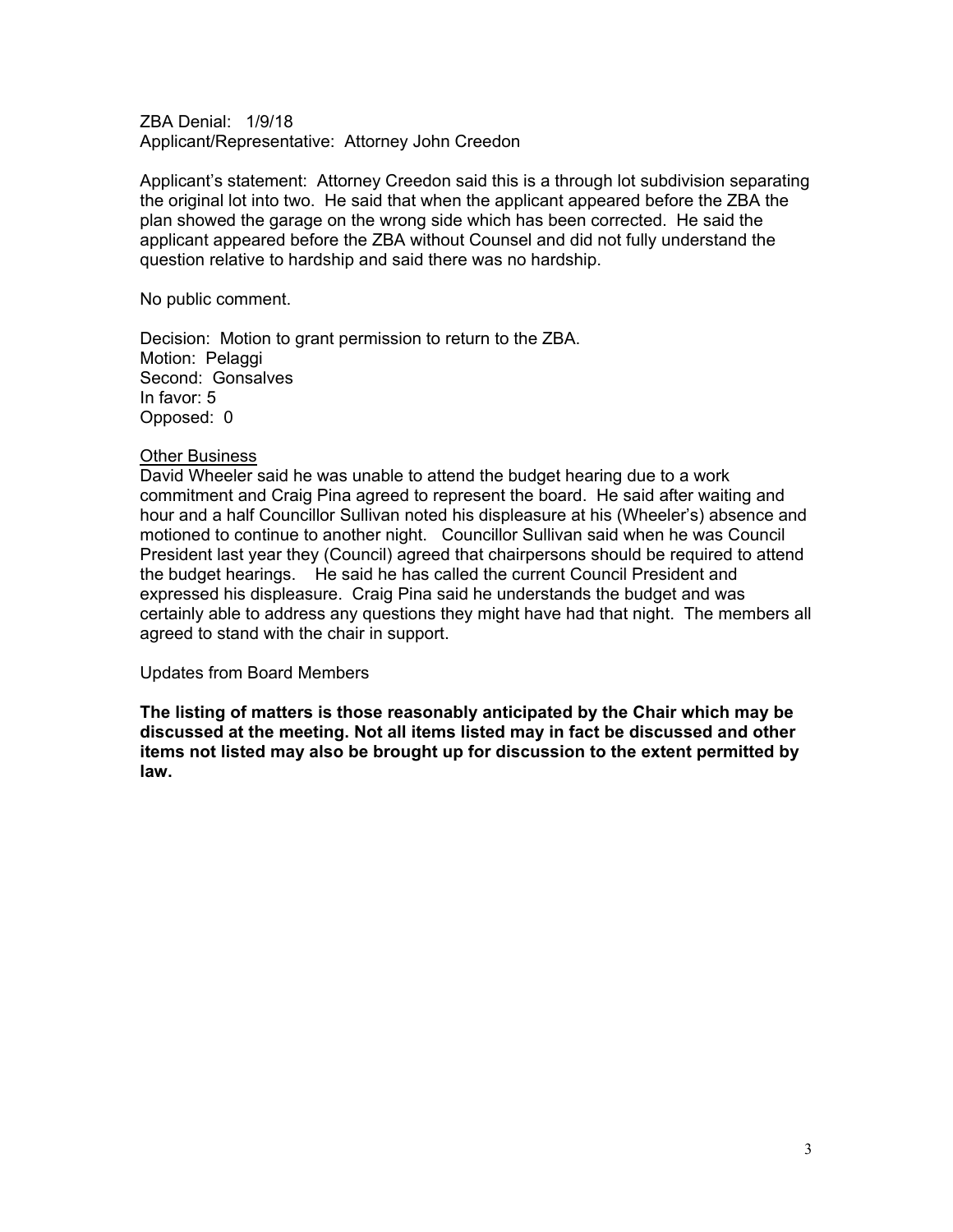ZBA Denial: 1/9/18
Applicant/Representative: Attorney John Creedon

Applicant's statement: Attorney Creedon said this is a through lot subdivision separating the original lot into two. He said that when the applicant appeared before the ZBA the plan showed the garage on the wrong side which has been corrected. He said the applicant appeared before the ZBA without Counsel and did not fully understand the question relative to hardship and said there was no hardship.

No public comment.

Decision: Motion to grant permission to return to the ZBA.
Motion: Pelaggi
Second: Gonsalves
In favor: 5
Opposed: 0

<u>Other Business</u>
David Wheeler said he was unable to attend the budget hearing due to a work commitment and Craig Pina agreed to represent the board. He said after waiting and hour and a half Councillor Sullivan noted his displeasure at his (Wheeler's) absence and motioned to continue to another night. Councillor Sullivan said when he was Council President last year they (Council) agreed that chairpersons should be required to attend the budget hearings. He said he has called the current Council President and expressed his displeasure. Craig Pina said he understands the budget and was certainly able to address any questions they might have had that night. The members all agreed to stand with the chair in support.

Updates from Board Members

**The listing of matters is those reasonably anticipated by the Chair which may be discussed at the meeting. Not all items listed may in fact be discussed and other items not listed may also be brought up for discussion to the extent permitted by law.**